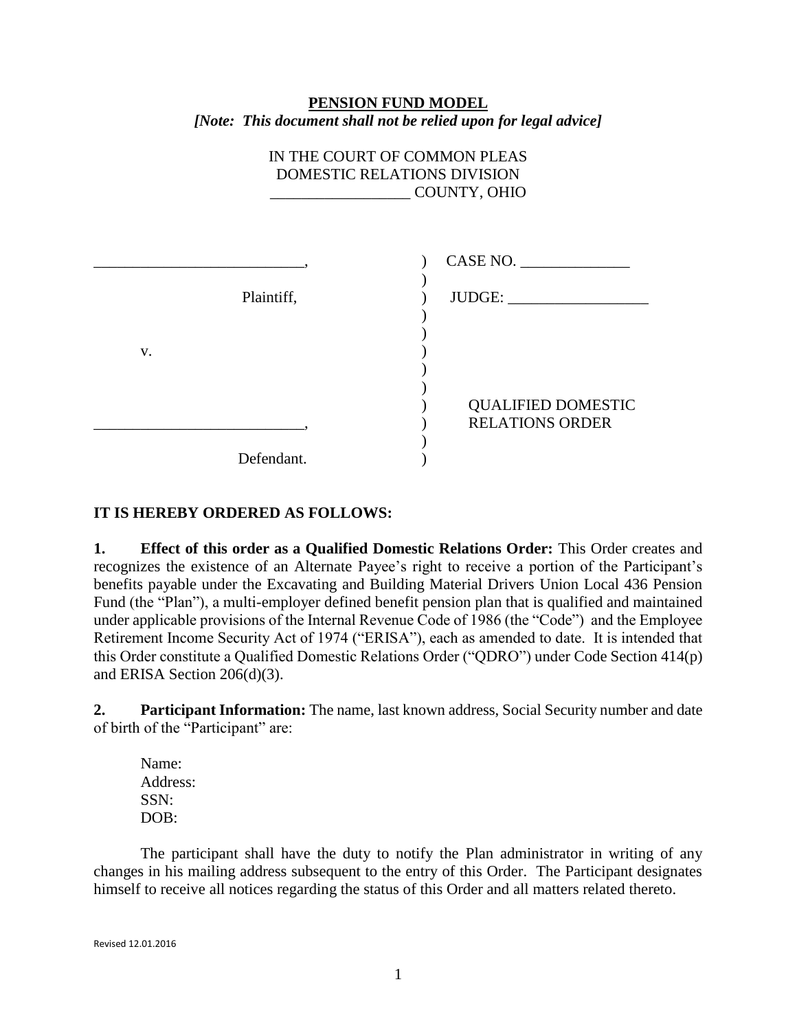**PENSION FUND MODEL**

***[Note: This document shall not be relied upon for legal advice]***

IN THE COURT OF COMMON PLEAS
DOMESTIC RELATIONS DIVISION
__________________ COUNTY, OHIO

| | | |
|---|---|---|
| ___________________________, | ) | CASE NO. ______________ |
| Plaintiff, | ) | JUDGE: __________________ |
| v. | ) | |
| ___________________________, | ) | QUALIFIED DOMESTIC RELATIONS ORDER |
| Defendant. | ) | |

**IT IS HEREBY ORDERED AS FOLLOWS:**

**1. Effect of this order as a Qualified Domestic Relations Order:** This Order creates and recognizes the existence of an Alternate Payee's right to receive a portion of the Participant's benefits payable under the Excavating and Building Material Drivers Union Local 436 Pension Fund (the "Plan"), a multi-employer defined benefit pension plan that is qualified and maintained under applicable provisions of the Internal Revenue Code of 1986 (the "Code") and the Employee Retirement Income Security Act of 1974 ("ERISA"), each as amended to date. It is intended that this Order constitute a Qualified Domestic Relations Order ("QDRO") under Code Section 414(p) and ERISA Section 206(d)(3).

**2. Participant Information:** The name, last known address, Social Security number and date of birth of the "Participant" are:

Name:
Address:
SSN:
DOB:

The participant shall have the duty to notify the Plan administrator in writing of any changes in his mailing address subsequent to the entry of this Order. The Participant designates himself to receive all notices regarding the status of this Order and all matters related thereto.

Revised 12.01.2016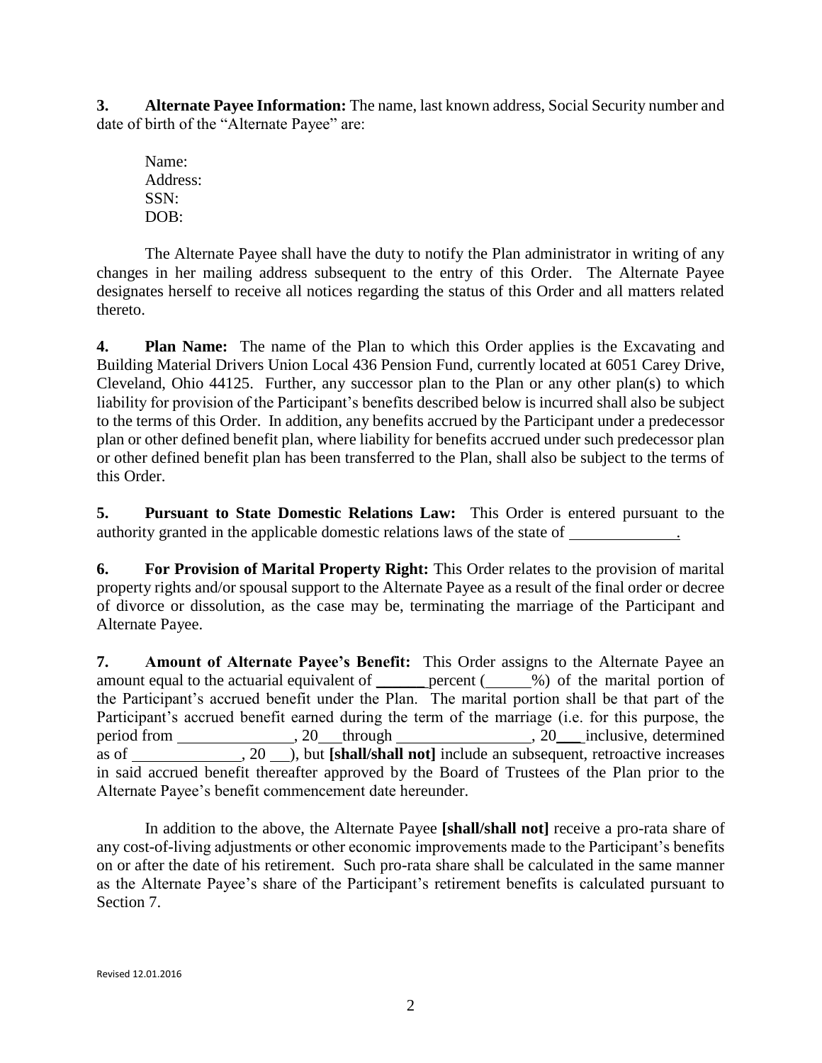**3. Alternate Payee Information:** The name, last known address, Social Security number and date of birth of the "Alternate Payee" are:

Name:
Address:
SSN:
DOB:

The Alternate Payee shall have the duty to notify the Plan administrator in writing of any changes in her mailing address subsequent to the entry of this Order. The Alternate Payee designates herself to receive all notices regarding the status of this Order and all matters related thereto.

**4. Plan Name:** The name of the Plan to which this Order applies is the Excavating and Building Material Drivers Union Local 436 Pension Fund, currently located at 6051 Carey Drive, Cleveland, Ohio 44125. Further, any successor plan to the Plan or any other plan(s) to which liability for provision of the Participant's benefits described below is incurred shall also be subject to the terms of this Order. In addition, any benefits accrued by the Participant under a predecessor plan or other defined benefit plan, where liability for benefits accrued under such predecessor plan or other defined benefit plan has been transferred to the Plan, shall also be subject to the terms of this Order.

**5. Pursuant to State Domestic Relations Law:** This Order is entered pursuant to the authority granted in the applicable domestic relations laws of the state of \_\_\_\_\_\_\_\_\_\_\_\_\_.

**6. For Provision of Marital Property Right:** This Order relates to the provision of marital property rights and/or spousal support to the Alternate Payee as a result of the final order or decree of divorce or dissolution, as the case may be, terminating the marriage of the Participant and Alternate Payee.

**7. Amount of Alternate Payee's Benefit:** This Order assigns to the Alternate Payee an amount equal to the actuarial equivalent of \_\_\_\_\_\_ percent (\_\_\_\_\_\_%) of the marital portion of the Participant's accrued benefit under the Plan. The marital portion shall be that part of the Participant's accrued benefit earned during the term of the marriage (i.e. for this purpose, the period from \_\_\_\_\_\_\_\_\_\_\_\_\_\_\_, 20\_\_\_ through \_\_\_\_\_\_\_\_\_\_\_\_\_\_\_\_, 20\_\_\_ inclusive, determined as of \_\_\_\_\_\_\_\_\_\_\_\_\_\_, 20 \_\_), but **[shall/shall not]** include an subsequent, retroactive increases in said accrued benefit thereafter approved by the Board of Trustees of the Plan prior to the Alternate Payee's benefit commencement date hereunder.

In addition to the above, the Alternate Payee **[shall/shall not]** receive a pro-rata share of any cost-of-living adjustments or other economic improvements made to the Participant's benefits on or after the date of his retirement. Such pro-rata share shall be calculated in the same manner as the Alternate Payee's share of the Participant's retirement benefits is calculated pursuant to Section 7.

Revised 12.01.2016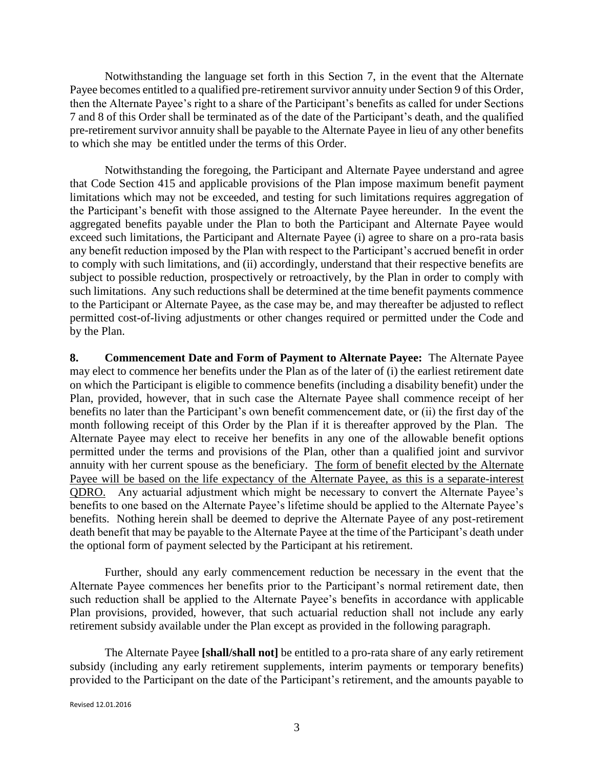Notwithstanding the language set forth in this Section 7, in the event that the Alternate Payee becomes entitled to a qualified pre-retirement survivor annuity under Section 9 of this Order, then the Alternate Payee's right to a share of the Participant's benefits as called for under Sections 7 and 8 of this Order shall be terminated as of the date of the Participant's death, and the qualified pre-retirement survivor annuity shall be payable to the Alternate Payee in lieu of any other benefits to which she may be entitled under the terms of this Order.

Notwithstanding the foregoing, the Participant and Alternate Payee understand and agree that Code Section 415 and applicable provisions of the Plan impose maximum benefit payment limitations which may not be exceeded, and testing for such limitations requires aggregation of the Participant's benefit with those assigned to the Alternate Payee hereunder. In the event the aggregated benefits payable under the Plan to both the Participant and Alternate Payee would exceed such limitations, the Participant and Alternate Payee (i) agree to share on a pro-rata basis any benefit reduction imposed by the Plan with respect to the Participant's accrued benefit in order to comply with such limitations, and (ii) accordingly, understand that their respective benefits are subject to possible reduction, prospectively or retroactively, by the Plan in order to comply with such limitations. Any such reductions shall be determined at the time benefit payments commence to the Participant or Alternate Payee, as the case may be, and may thereafter be adjusted to reflect permitted cost-of-living adjustments or other changes required or permitted under the Code and by the Plan.

**8. Commencement Date and Form of Payment to Alternate Payee:** The Alternate Payee may elect to commence her benefits under the Plan as of the later of (i) the earliest retirement date on which the Participant is eligible to commence benefits (including a disability benefit) under the Plan, provided, however, that in such case the Alternate Payee shall commence receipt of her benefits no later than the Participant's own benefit commencement date, or (ii) the first day of the month following receipt of this Order by the Plan if it is thereafter approved by the Plan. The Alternate Payee may elect to receive her benefits in any one of the allowable benefit options permitted under the terms and provisions of the Plan, other than a qualified joint and survivor annuity with her current spouse as the beneficiary. <u>The form of benefit elected by the Alternate Payee will be based on the life expectancy of the Alternate Payee, as this is a separate-interest QDRO.</u> Any actuarial adjustment which might be necessary to convert the Alternate Payee's benefits to one based on the Alternate Payee's lifetime should be applied to the Alternate Payee's benefits. Nothing herein shall be deemed to deprive the Alternate Payee of any post-retirement death benefit that may be payable to the Alternate Payee at the time of the Participant's death under the optional form of payment selected by the Participant at his retirement.

Further, should any early commencement reduction be necessary in the event that the Alternate Payee commences her benefits prior to the Participant's normal retirement date, then such reduction shall be applied to the Alternate Payee's benefits in accordance with applicable Plan provisions, provided, however, that such actuarial reduction shall not include any early retirement subsidy available under the Plan except as provided in the following paragraph.

The Alternate Payee **[shall/shall not]** be entitled to a pro-rata share of any early retirement subsidy (including any early retirement supplements, interim payments or temporary benefits) provided to the Participant on the date of the Participant's retirement, and the amounts payable to

Revised 12.01.2016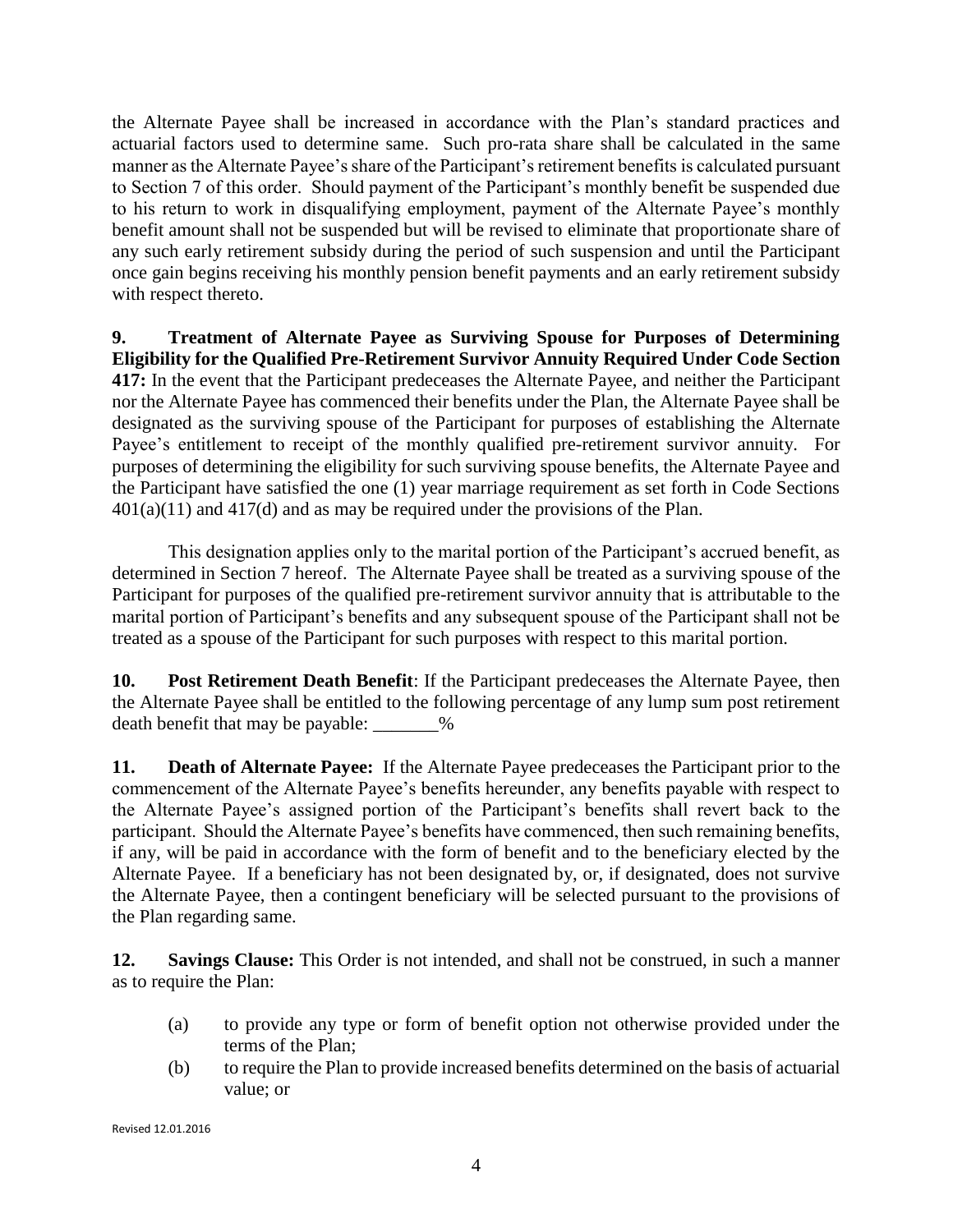the Alternate Payee shall be increased in accordance with the Plan's standard practices and actuarial factors used to determine same. Such pro-rata share shall be calculated in the same manner as the Alternate Payee's share of the Participant's retirement benefits is calculated pursuant to Section 7 of this order. Should payment of the Participant's monthly benefit be suspended due to his return to work in disqualifying employment, payment of the Alternate Payee's monthly benefit amount shall not be suspended but will be revised to eliminate that proportionate share of any such early retirement subsidy during the period of such suspension and until the Participant once gain begins receiving his monthly pension benefit payments and an early retirement subsidy with respect thereto.

**9. Treatment of Alternate Payee as Surviving Spouse for Purposes of Determining Eligibility for the Qualified Pre-Retirement Survivor Annuity Required Under Code Section 417:** In the event that the Participant predeceases the Alternate Payee, and neither the Participant nor the Alternate Payee has commenced their benefits under the Plan, the Alternate Payee shall be designated as the surviving spouse of the Participant for purposes of establishing the Alternate Payee's entitlement to receipt of the monthly qualified pre-retirement survivor annuity. For purposes of determining the eligibility for such surviving spouse benefits, the Alternate Payee and the Participant have satisfied the one (1) year marriage requirement as set forth in Code Sections 401(a)(11) and 417(d) and as may be required under the provisions of the Plan.

This designation applies only to the marital portion of the Participant's accrued benefit, as determined in Section 7 hereof. The Alternate Payee shall be treated as a surviving spouse of the Participant for purposes of the qualified pre-retirement survivor annuity that is attributable to the marital portion of Participant's benefits and any subsequent spouse of the Participant shall not be treated as a spouse of the Participant for such purposes with respect to this marital portion.

**10. Post Retirement Death Benefit**: If the Participant predeceases the Alternate Payee, then the Alternate Payee shall be entitled to the following percentage of any lump sum post retirement death benefit that may be payable: _______%

**11. Death of Alternate Payee:** If the Alternate Payee predeceases the Participant prior to the commencement of the Alternate Payee's benefits hereunder, any benefits payable with respect to the Alternate Payee's assigned portion of the Participant's benefits shall revert back to the participant. Should the Alternate Payee's benefits have commenced, then such remaining benefits, if any, will be paid in accordance with the form of benefit and to the beneficiary elected by the Alternate Payee. If a beneficiary has not been designated by, or, if designated, does not survive the Alternate Payee, then a contingent beneficiary will be selected pursuant to the provisions of the Plan regarding same.

**12. Savings Clause:** This Order is not intended, and shall not be construed, in such a manner as to require the Plan:

- (a) to provide any type or form of benefit option not otherwise provided under the terms of the Plan;
- (b) to require the Plan to provide increased benefits determined on the basis of actuarial value; or

Revised 12.01.2016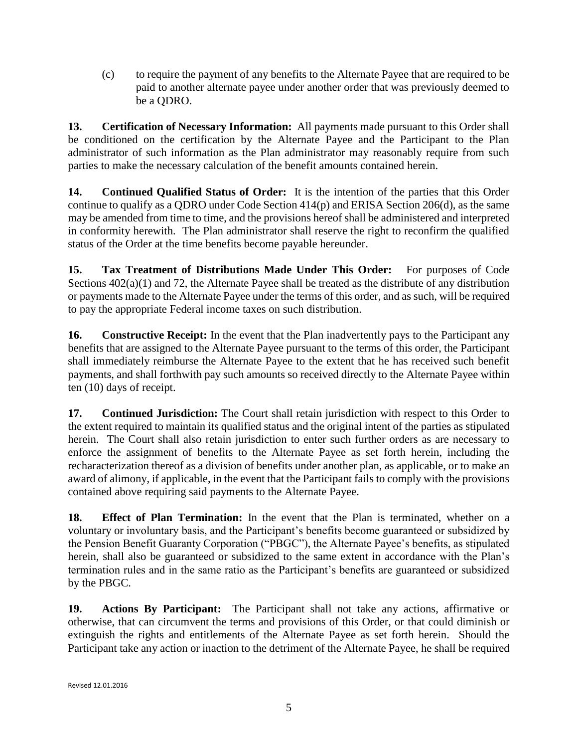(c) to require the payment of any benefits to the Alternate Payee that are required to be paid to another alternate payee under another order that was previously deemed to be a QDRO.

**13. Certification of Necessary Information:** All payments made pursuant to this Order shall be conditioned on the certification by the Alternate Payee and the Participant to the Plan administrator of such information as the Plan administrator may reasonably require from such parties to make the necessary calculation of the benefit amounts contained herein.

**14. Continued Qualified Status of Order:** It is the intention of the parties that this Order continue to qualify as a QDRO under Code Section 414(p) and ERISA Section 206(d), as the same may be amended from time to time, and the provisions hereof shall be administered and interpreted in conformity herewith. The Plan administrator shall reserve the right to reconfirm the qualified status of the Order at the time benefits become payable hereunder.

**15. Tax Treatment of Distributions Made Under This Order:** For purposes of Code Sections 402(a)(1) and 72, the Alternate Payee shall be treated as the distribute of any distribution or payments made to the Alternate Payee under the terms of this order, and as such, will be required to pay the appropriate Federal income taxes on such distribution.

**16. Constructive Receipt:** In the event that the Plan inadvertently pays to the Participant any benefits that are assigned to the Alternate Payee pursuant to the terms of this order, the Participant shall immediately reimburse the Alternate Payee to the extent that he has received such benefit payments, and shall forthwith pay such amounts so received directly to the Alternate Payee within ten (10) days of receipt.

**17. Continued Jurisdiction:** The Court shall retain jurisdiction with respect to this Order to the extent required to maintain its qualified status and the original intent of the parties as stipulated herein. The Court shall also retain jurisdiction to enter such further orders as are necessary to enforce the assignment of benefits to the Alternate Payee as set forth herein, including the recharacterization thereof as a division of benefits under another plan, as applicable, or to make an award of alimony, if applicable, in the event that the Participant fails to comply with the provisions contained above requiring said payments to the Alternate Payee.

**18. Effect of Plan Termination:** In the event that the Plan is terminated, whether on a voluntary or involuntary basis, and the Participant's benefits become guaranteed or subsidized by the Pension Benefit Guaranty Corporation ("PBGC"), the Alternate Payee's benefits, as stipulated herein, shall also be guaranteed or subsidized to the same extent in accordance with the Plan's termination rules and in the same ratio as the Participant's benefits are guaranteed or subsidized by the PBGC.

**19. Actions By Participant:** The Participant shall not take any actions, affirmative or otherwise, that can circumvent the terms and provisions of this Order, or that could diminish or extinguish the rights and entitlements of the Alternate Payee as set forth herein. Should the Participant take any action or inaction to the detriment of the Alternate Payee, he shall be required

Revised 12.01.2016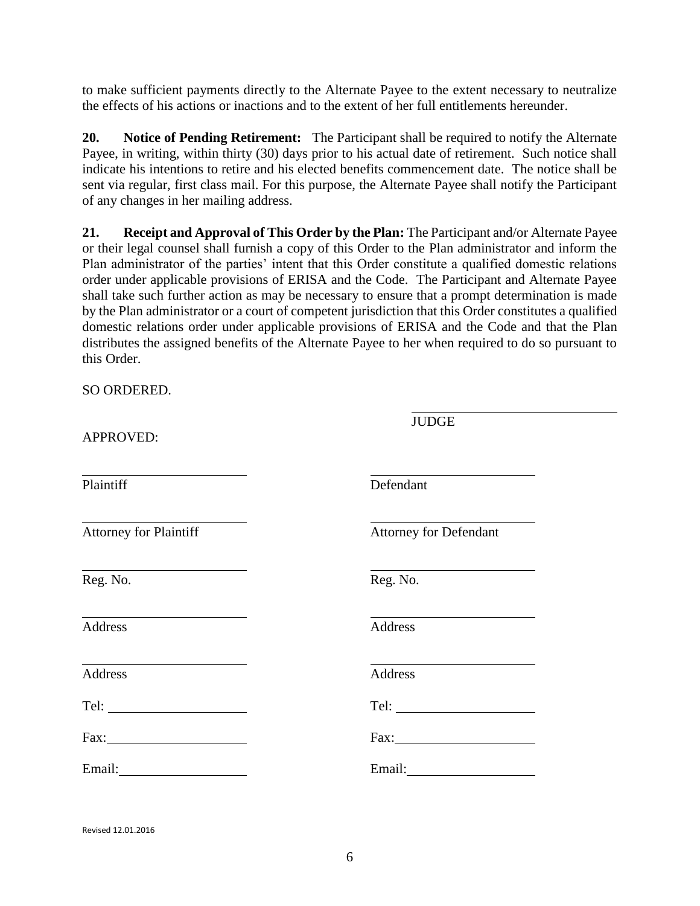to make sufficient payments directly to the Alternate Payee to the extent necessary to neutralize the effects of his actions or inactions and to the extent of her full entitlements hereunder.

**20. Notice of Pending Retirement:** The Participant shall be required to notify the Alternate Payee, in writing, within thirty (30) days prior to his actual date of retirement. Such notice shall indicate his intentions to retire and his elected benefits commencement date. The notice shall be sent via regular, first class mail. For this purpose, the Alternate Payee shall notify the Participant of any changes in her mailing address.

**21. Receipt and Approval of This Order by the Plan:** The Participant and/or Alternate Payee or their legal counsel shall furnish a copy of this Order to the Plan administrator and inform the Plan administrator of the parties' intent that this Order constitute a qualified domestic relations order under applicable provisions of ERISA and the Code. The Participant and Alternate Payee shall take such further action as may be necessary to ensure that a prompt determination is made by the Plan administrator or a court of competent jurisdiction that this Order constitutes a qualified domestic relations order under applicable provisions of ERISA and the Code and that the Plan distributes the assigned benefits of the Alternate Payee to her when required to do so pursuant to this Order.

SO ORDERED.

______________________________
JUDGE

APPROVED:

| | |
|---|---|
| ______________________<br>Plaintiff | ______________________<br>Defendant |
| ______________________<br>Attorney for Plaintiff | ______________________<br>Attorney for Defendant |
| ______________________<br>Reg. No. | ______________________<br>Reg. No. |
| ______________________<br>Address | ______________________<br>Address |
| ______________________<br>Address | ______________________<br>Address |
| Tel: __________________ | Tel: __________________ |
| Fax: __________________ | Fax: __________________ |
| Email: ________________ | Email: ________________ |

Revised 12.01.2016